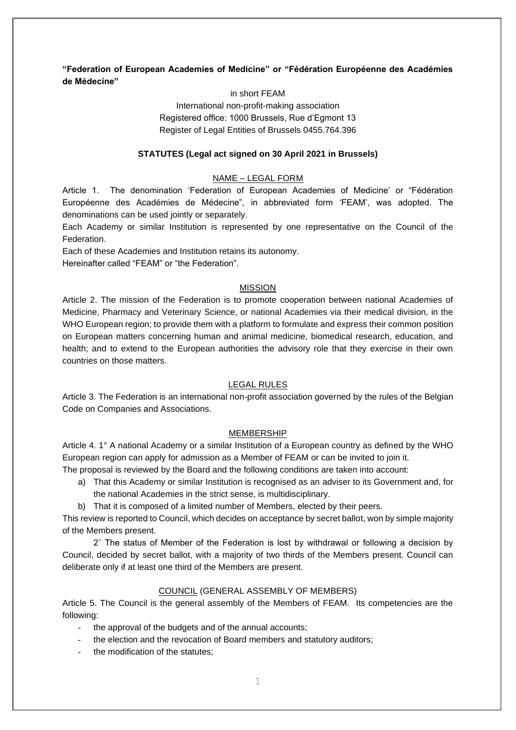**"Federation of European Academies of Medicine" or "Fédération Européenne des Académies de Médecine"**

in short FEAM

International non-profit-making association

Registered office: 1000 Brussels, Rue d'Egmont 13

Register of Legal Entities of Brussels 0455.764.396

**STATUTES (Legal act signed on 30 April 2021 in Brussels)**

NAME – LEGAL FORM

Article 1. The denomination 'Federation of European Academies of Medicine' or "Fédération Européenne des Académies de Médecine", in abbreviated form 'FEAM', was adopted. The denominations can be used jointly or separately.

Each Academy or similar Institution is represented by one representative on the Council of the Federation.

Each of these Academies and Institution retains its autonomy.

Hereinafter called "FEAM" or "the Federation".

MISSION

Article 2. The mission of the Federation is to promote cooperation between national Academies of Medicine, Pharmacy and Veterinary Science, or national Academies via their medical division, in the WHO European region; to provide them with a platform to formulate and express their common position on European matters concerning human and animal medicine, biomedical research, education, and health; and to extend to the European authorities the advisory role that they exercise in their own countries on those matters.

LEGAL RULES

Article 3. The Federation is an international non-profit association governed by the rules of the Belgian Code on Companies and Associations.

MEMBERSHIP

Article 4. 1° A national Academy or a similar Institution of a European country as defined by the WHO European region can apply for admission as a Member of FEAM or can be invited to join it.

The proposal is reviewed by the Board and the following conditions are taken into account:

a) That this Academy or similar Institution is recognised as an adviser to its Government and, for the national Academies in the strict sense, is multidisciplinary.
b) That it is composed of a limited number of Members, elected by their peers.

This review is reported to Council, which decides on acceptance by secret ballot, won by simple majority of the Members present.

2° The status of Member of the Federation is lost by withdrawal or following a decision by Council, decided by secret ballot, with a majority of two thirds of the Members present. Council can deliberate only if at least one third of the Members are present.

COUNCIL (GENERAL ASSEMBLY OF MEMBERS)

Article 5. The Council is the general assembly of the Members of FEAM. Its competencies are the following:

- the approval of the budgets and of the annual accounts;
- the election and the revocation of Board members and statutory auditors;
- the modification of the statutes;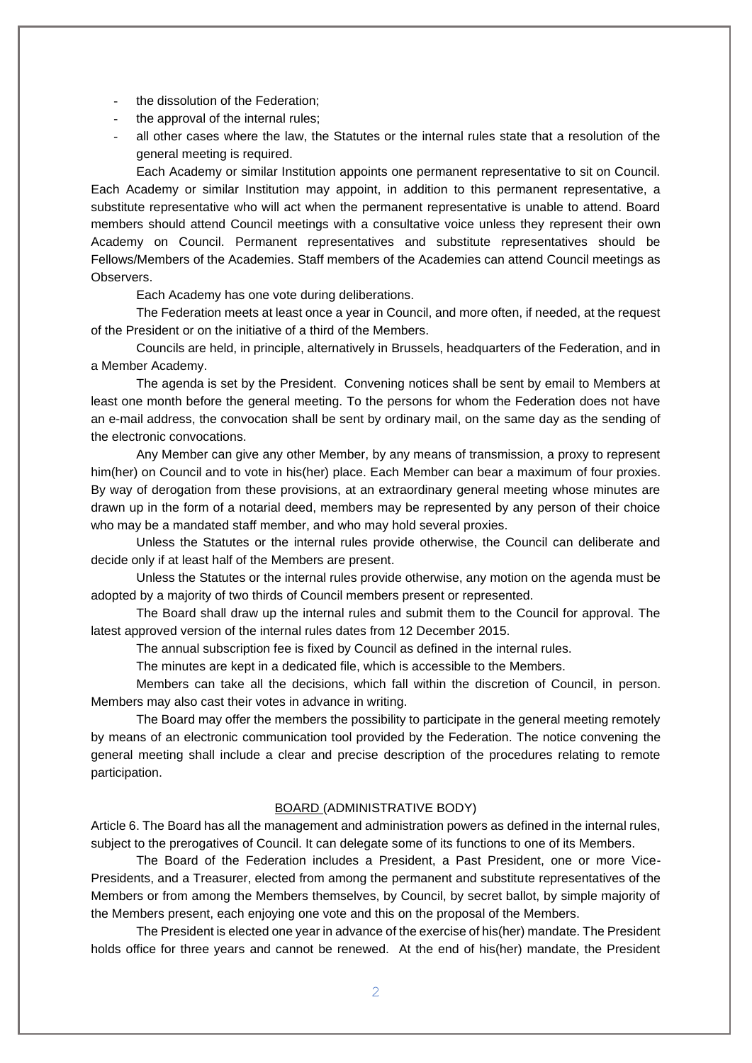- the dissolution of the Federation;
- the approval of the internal rules;
- all other cases where the law, the Statutes or the internal rules state that a resolution of the general meeting is required.

Each Academy or similar Institution appoints one permanent representative to sit on Council. Each Academy or similar Institution may appoint, in addition to this permanent representative, a substitute representative who will act when the permanent representative is unable to attend. Board members should attend Council meetings with a consultative voice unless they represent their own Academy on Council. Permanent representatives and substitute representatives should be Fellows/Members of the Academies. Staff members of the Academies can attend Council meetings as Observers.

Each Academy has one vote during deliberations.

The Federation meets at least once a year in Council, and more often, if needed, at the request of the President or on the initiative of a third of the Members.

Councils are held, in principle, alternatively in Brussels, headquarters of the Federation, and in a Member Academy.

The agenda is set by the President. Convening notices shall be sent by email to Members at least one month before the general meeting. To the persons for whom the Federation does not have an e-mail address, the convocation shall be sent by ordinary mail, on the same day as the sending of the electronic convocations.

Any Member can give any other Member, by any means of transmission, a proxy to represent him(her) on Council and to vote in his(her) place. Each Member can bear a maximum of four proxies. By way of derogation from these provisions, at an extraordinary general meeting whose minutes are drawn up in the form of a notarial deed, members may be represented by any person of their choice who may be a mandated staff member, and who may hold several proxies.

Unless the Statutes or the internal rules provide otherwise, the Council can deliberate and decide only if at least half of the Members are present.

Unless the Statutes or the internal rules provide otherwise, any motion on the agenda must be adopted by a majority of two thirds of Council members present or represented.

The Board shall draw up the internal rules and submit them to the Council for approval. The latest approved version of the internal rules dates from 12 December 2015.

The annual subscription fee is fixed by Council as defined in the internal rules.

The minutes are kept in a dedicated file, which is accessible to the Members.

Members can take all the decisions, which fall within the discretion of Council, in person. Members may also cast their votes in advance in writing.

The Board may offer the members the possibility to participate in the general meeting remotely by means of an electronic communication tool provided by the Federation. The notice convening the general meeting shall include a clear and precise description of the procedures relating to remote participation.

## BOARD (ADMINISTRATIVE BODY)

Article 6. The Board has all the management and administration powers as defined in the internal rules, subject to the prerogatives of Council. It can delegate some of its functions to one of its Members.

The Board of the Federation includes a President, a Past President, one or more Vice-Presidents, and a Treasurer, elected from among the permanent and substitute representatives of the Members or from among the Members themselves, by Council, by secret ballot, by simple majority of the Members present, each enjoying one vote and this on the proposal of the Members.

The President is elected one year in advance of the exercise of his(her) mandate. The President holds office for three years and cannot be renewed. At the end of his(her) mandate, the President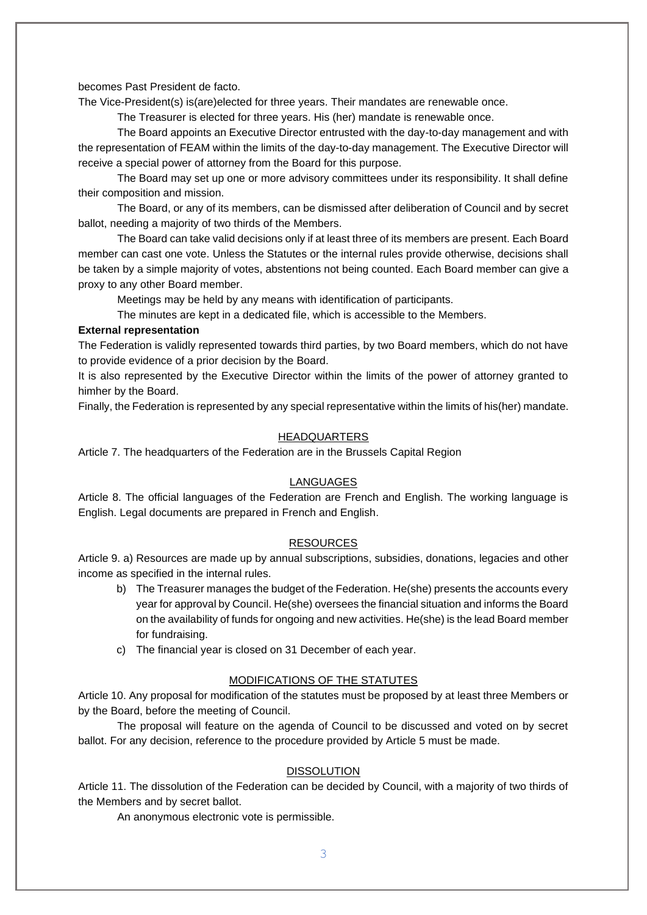becomes Past President de facto.

The Vice-President(s) is(are)elected for three years. Their mandates are renewable once.

The Treasurer is elected for three years. His (her) mandate is renewable once.

The Board appoints an Executive Director entrusted with the day-to-day management and with the representation of FEAM within the limits of the day-to-day management. The Executive Director will receive a special power of attorney from the Board for this purpose.

The Board may set up one or more advisory committees under its responsibility. It shall define their composition and mission.

The Board, or any of its members, can be dismissed after deliberation of Council and by secret ballot, needing a majority of two thirds of the Members.

The Board can take valid decisions only if at least three of its members are present. Each Board member can cast one vote. Unless the Statutes or the internal rules provide otherwise, decisions shall be taken by a simple majority of votes, abstentions not being counted. Each Board member can give a proxy to any other Board member.

Meetings may be held by any means with identification of participants.

The minutes are kept in a dedicated file, which is accessible to the Members.

**External representation**

The Federation is validly represented towards third parties, by two Board members, which do not have to provide evidence of a prior decision by the Board.

It is also represented by the Executive Director within the limits of the power of attorney granted to himher by the Board.

Finally, the Federation is represented by any special representative within the limits of his(her) mandate.

## HEADQUARTERS

Article 7. The headquarters of the Federation are in the Brussels Capital Region

## LANGUAGES

Article 8. The official languages of the Federation are French and English. The working language is English. Legal documents are prepared in French and English.

## RESOURCES

Article 9. a) Resources are made up by annual subscriptions, subsidies, donations, legacies and other income as specified in the internal rules.

b) The Treasurer manages the budget of the Federation. He(she) presents the accounts every year for approval by Council. He(she) oversees the financial situation and informs the Board on the availability of funds for ongoing and new activities. He(she) is the lead Board member for fundraising.

c) The financial year is closed on 31 December of each year.

## MODIFICATIONS OF THE STATUTES

Article 10. Any proposal for modification of the statutes must be proposed by at least three Members or by the Board, before the meeting of Council.

The proposal will feature on the agenda of Council to be discussed and voted on by secret ballot. For any decision, reference to the procedure provided by Article 5 must be made.

## DISSOLUTION

Article 11. The dissolution of the Federation can be decided by Council, with a majority of two thirds of the Members and by secret ballot.

An anonymous electronic vote is permissible.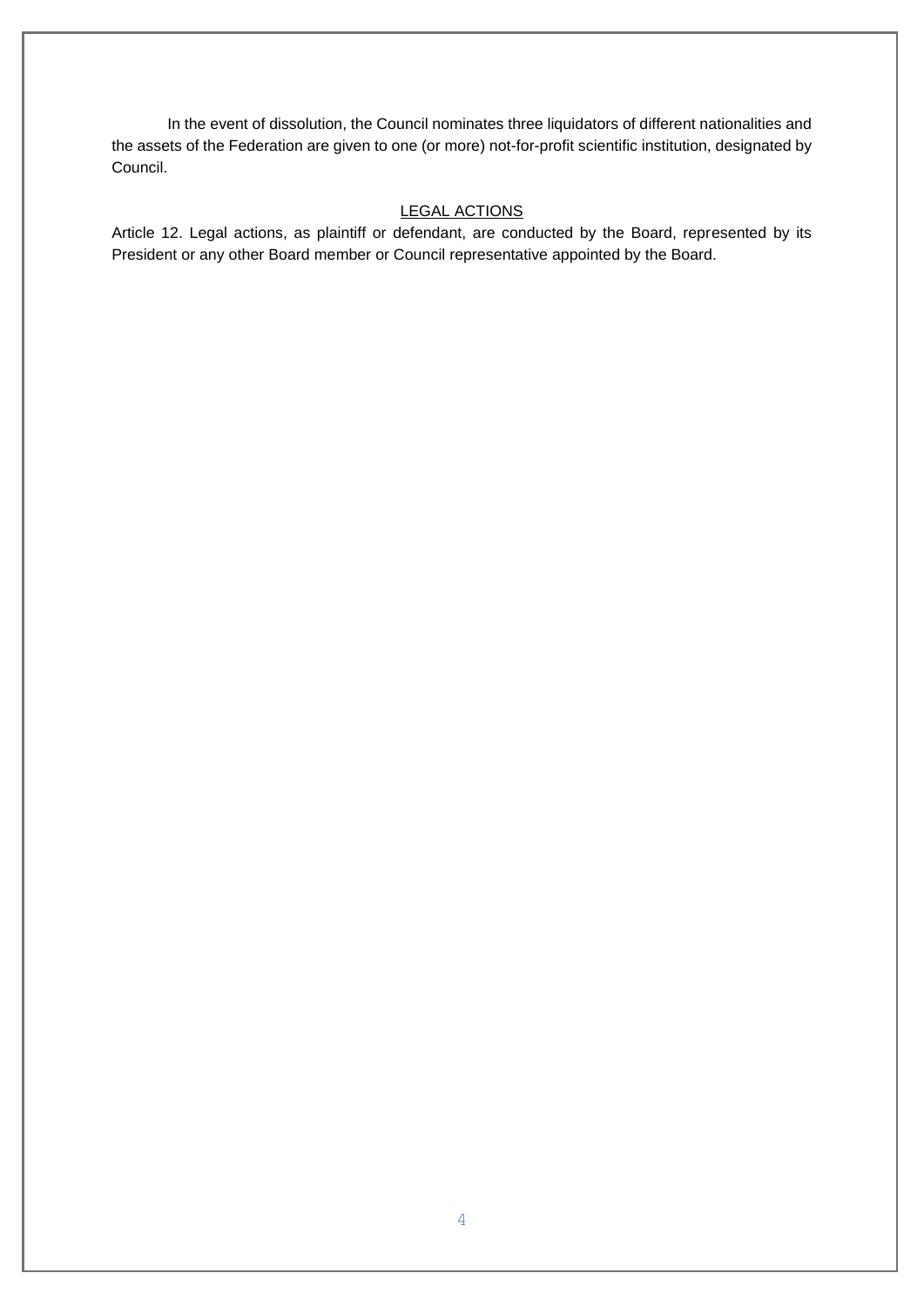In the event of dissolution, the Council nominates three liquidators of different nationalities and the assets of the Federation are given to one (or more) not-for-profit scientific institution, designated by Council.

## LEGAL ACTIONS

Article 12. Legal actions, as plaintiff or defendant, are conducted by the Board, represented by its President or any other Board member or Council representative appointed by the Board.